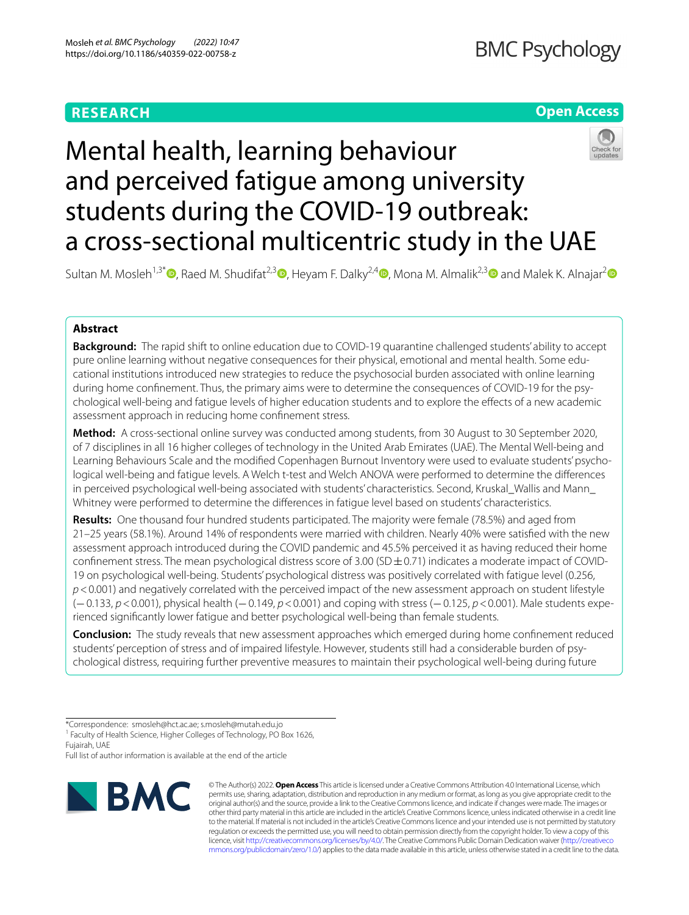RESEARCH

Open Access

# Mental health, learning behaviour and perceived fatigue among university students during the COVID-19 outbreak: a cross-sectional multicentric study in the UAE

Sultan M. Mosleh[1,3*], Raed M. Shudifat[2,3], Heyam F. Dalky[2,4], Mona M. Almalik[2,3] and Malek K. Alnajar[2]

## Abstract

**Background:** The rapid shift to online education due to COVID-19 quarantine challenged students' ability to accept pure online learning without negative consequences for their physical, emotional and mental health. Some educational institutions introduced new strategies to reduce the psychosocial burden associated with online learning during home confinement. Thus, the primary aims were to determine the consequences of COVID-19 for the psychological well-being and fatigue levels of higher education students and to explore the effects of a new academic assessment approach in reducing home confinement stress.

**Method:** A cross-sectional online survey was conducted among students, from 30 August to 30 September 2020, of 7 disciplines in all 16 higher colleges of technology in the United Arab Emirates (UAE). The Mental Well-being and Learning Behaviours Scale and the modified Copenhagen Burnout Inventory were used to evaluate students' psychological well-being and fatigue levels. A Welch t-test and Welch ANOVA were performed to determine the differences in perceived psychological well-being associated with students' characteristics. Second, Kruskal_Wallis and Mann_Whitney were performed to determine the differences in fatigue level based on students' characteristics.

**Results:** One thousand four hundred students participated. The majority were female (78.5%) and aged from 21–25 years (58.1%). Around 14% of respondents were married with children. Nearly 40% were satisfied with the new assessment approach introduced during the COVID pandemic and 45.5% perceived it as having reduced their home confinement stress. The mean psychological distress score of 3.00 (SD ± 0.71) indicates a moderate impact of COVID-19 on psychological well-being. Students' psychological distress was positively correlated with fatigue level (0.256, $p < 0.001$) and negatively correlated with the perceived impact of the new assessment approach on student lifestyle (−0.133, $p < 0.001$), physical health (−0.149, $p < 0.001$) and coping with stress (−0.125, $p < 0.001$). Male students experienced significantly lower fatigue and better psychological well-being than female students.

**Conclusion:** The study reveals that new assessment approaches which emerged during home confinement reduced students' perception of stress and of impaired lifestyle. However, students still had a considerable burden of psychological distress, requiring further preventive measures to maintain their psychological well-being during future

*Correspondence: smosleh@hct.ac.ae; s.mosleh@mutah.edu.jo
[1] Faculty of Health Science, Higher Colleges of Technology, PO Box 1626, Fujairah, UAE
Full list of author information is available at the end of the article

© The Author(s) 2022. **Open Access** This article is licensed under a Creative Commons Attribution 4.0 International License, which permits use, sharing, adaptation, distribution and reproduction in any medium or format, as long as you give appropriate credit to the original author(s) and the source, provide a link to the Creative Commons licence, and indicate if changes were made. The images or other third party material in this article are included in the article's Creative Commons licence, unless indicated otherwise in a credit line to the material. If material is not included in the article's Creative Commons licence and your intended use is not permitted by statutory regulation or exceeds the permitted use, you will need to obtain permission directly from the copyright holder. To view a copy of this licence, visit http://creativecommons.org/licenses/by/4.0/. The Creative Commons Public Domain Dedication waiver (http://creativecommons.org/publicdomain/zero/1.0/) applies to the data made available in this article, unless otherwise stated in a credit line to the data.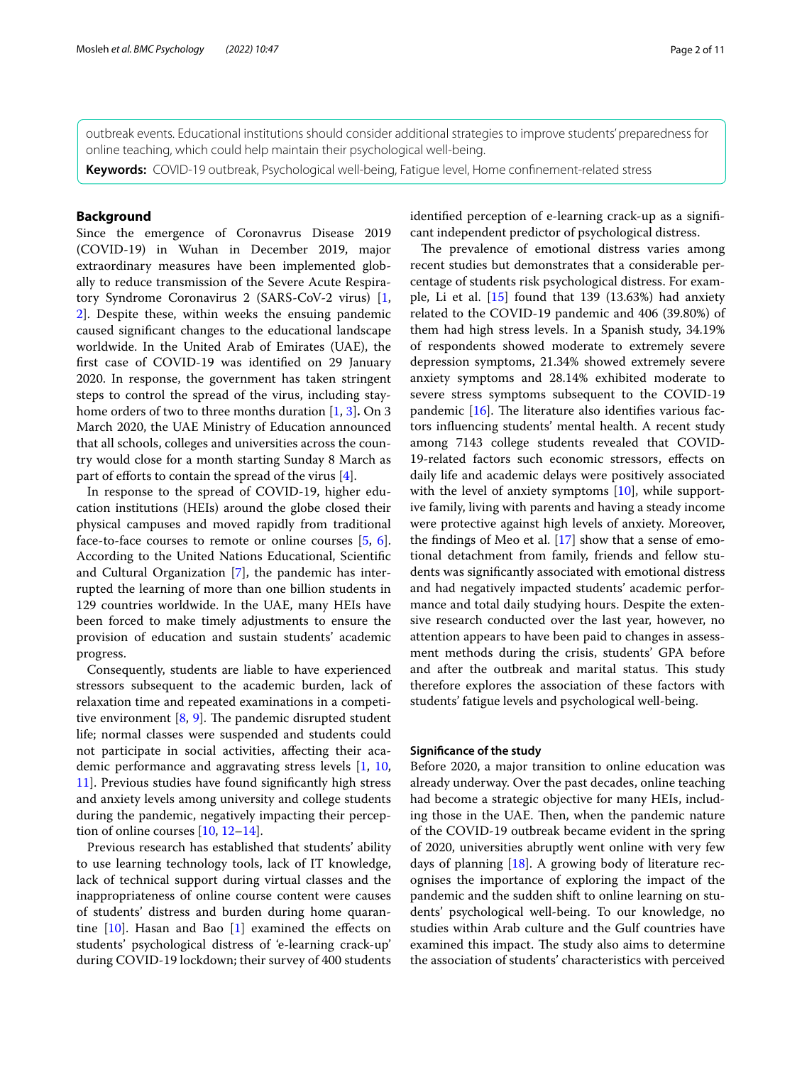outbreak events. Educational institutions should consider additional strategies to improve students' preparedness for online teaching, which could help maintain their psychological well-being.

**Keywords:** COVID-19 outbreak, Psychological well-being, Fatigue level, Home confinement-related stress

## Background

Since the emergence of Coronavrus Disease 2019 (COVID-19) in Wuhan in December 2019, major extraordinary measures have been implemented globally to reduce transmission of the Severe Acute Respiratory Syndrome Coronavirus 2 (SARS-CoV-2 virus) [1, 2]. Despite these, within weeks the ensuing pandemic caused significant changes to the educational landscape worldwide. In the United Arab of Emirates (UAE), the first case of COVID-19 was identified on 29 January 2020. In response, the government has taken stringent steps to control the spread of the virus, including stay-home orders of two to three months duration [1, 3]**.** On 3 March 2020, the UAE Ministry of Education announced that all schools, colleges and universities across the country would close for a month starting Sunday 8 March as part of efforts to contain the spread of the virus [4].

In response to the spread of COVID-19, higher education institutions (HEIs) around the globe closed their physical campuses and moved rapidly from traditional face-to-face courses to remote or online courses [5, 6]. According to the United Nations Educational, Scientific and Cultural Organization [7], the pandemic has interrupted the learning of more than one billion students in 129 countries worldwide. In the UAE, many HEIs have been forced to make timely adjustments to ensure the provision of education and sustain students' academic progress.

Consequently, students are liable to have experienced stressors subsequent to the academic burden, lack of relaxation time and repeated examinations in a competitive environment [8, 9]. The pandemic disrupted student life; normal classes were suspended and students could not participate in social activities, affecting their academic performance and aggravating stress levels [1, 10, 11]. Previous studies have found significantly high stress and anxiety levels among university and college students during the pandemic, negatively impacting their perception of online courses [10, 12–14].

Previous research has established that students' ability to use learning technology tools, lack of IT knowledge, lack of technical support during virtual classes and the inappropriateness of online course content were causes of students' distress and burden during home quarantine [10]. Hasan and Bao [1] examined the effects on students' psychological distress of 'e-learning crack-up' during COVID-19 lockdown; their survey of 400 students identified perception of e-learning crack-up as a significant independent predictor of psychological distress.

The prevalence of emotional distress varies among recent studies but demonstrates that a considerable percentage of students risk psychological distress. For example, Li et al. [15] found that 139 (13.63%) had anxiety related to the COVID-19 pandemic and 406 (39.80%) of them had high stress levels. In a Spanish study, 34.19% of respondents showed moderate to extremely severe depression symptoms, 21.34% showed extremely severe anxiety symptoms and 28.14% exhibited moderate to severe stress symptoms subsequent to the COVID-19 pandemic [16]. The literature also identifies various factors influencing students' mental health. A recent study among 7143 college students revealed that COVID-19-related factors such economic stressors, effects on daily life and academic delays were positively associated with the level of anxiety symptoms [10], while supportive family, living with parents and having a steady income were protective against high levels of anxiety. Moreover, the findings of Meo et al. [17] show that a sense of emotional detachment from family, friends and fellow students was significantly associated with emotional distress and had negatively impacted students' academic performance and total daily studying hours. Despite the extensive research conducted over the last year, however, no attention appears to have been paid to changes in assessment methods during the crisis, students' GPA before and after the outbreak and marital status. This study therefore explores the association of these factors with students' fatigue levels and psychological well-being.

### Significance of the study

Before 2020, a major transition to online education was already underway. Over the past decades, online teaching had become a strategic objective for many HEIs, including those in the UAE. Then, when the pandemic nature of the COVID-19 outbreak became evident in the spring of 2020, universities abruptly went online with very few days of planning [18]. A growing body of literature recognises the importance of exploring the impact of the pandemic and the sudden shift to online learning on students' psychological well-being. To our knowledge, no studies within Arab culture and the Gulf countries have examined this impact. The study also aims to determine the association of students' characteristics with perceived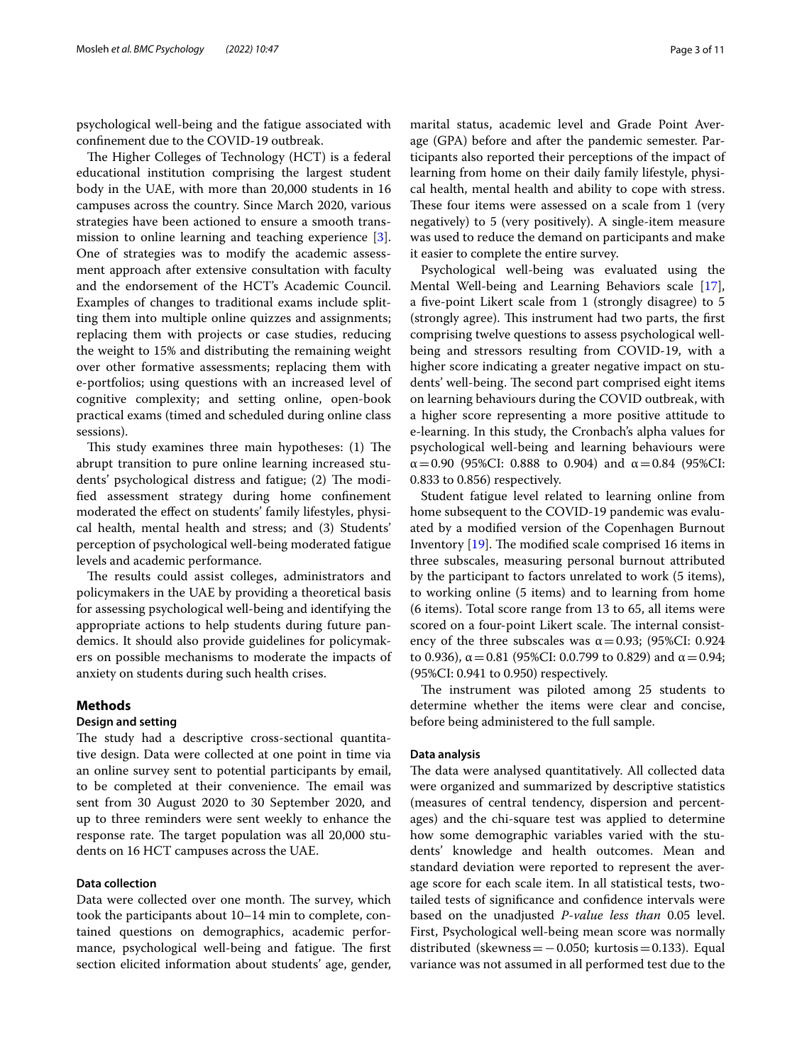psychological well-being and the fatigue associated with confinement due to the COVID-19 outbreak.

The Higher Colleges of Technology (HCT) is a federal educational institution comprising the largest student body in the UAE, with more than 20,000 students in 16 campuses across the country. Since March 2020, various strategies have been actioned to ensure a smooth transmission to online learning and teaching experience [3]. One of strategies was to modify the academic assessment approach after extensive consultation with faculty and the endorsement of the HCT's Academic Council. Examples of changes to traditional exams include splitting them into multiple online quizzes and assignments; replacing them with projects or case studies, reducing the weight to 15% and distributing the remaining weight over other formative assessments; replacing them with e-portfolios; using questions with an increased level of cognitive complexity; and setting online, open-book practical exams (timed and scheduled during online class sessions).

This study examines three main hypotheses: (1) The abrupt transition to pure online learning increased students' psychological distress and fatigue; (2) The modified assessment strategy during home confinement moderated the effect on students' family lifestyles, physical health, mental health and stress; and (3) Students' perception of psychological well-being moderated fatigue levels and academic performance.

The results could assist colleges, administrators and policymakers in the UAE by providing a theoretical basis for assessing psychological well-being and identifying the appropriate actions to help students during future pandemics. It should also provide guidelines for policymakers on possible mechanisms to moderate the impacts of anxiety on students during such health crises.

## Methods

### Design and setting

The study had a descriptive cross-sectional quantitative design. Data were collected at one point in time via an online survey sent to potential participants by email, to be completed at their convenience. The email was sent from 30 August 2020 to 30 September 2020, and up to three reminders were sent weekly to enhance the response rate. The target population was all 20,000 students on 16 HCT campuses across the UAE.

### Data collection

Data were collected over one month. The survey, which took the participants about 10–14 min to complete, contained questions on demographics, academic performance, psychological well-being and fatigue. The first section elicited information about students' age, gender, marital status, academic level and Grade Point Average (GPA) before and after the pandemic semester. Participants also reported their perceptions of the impact of learning from home on their daily family lifestyle, physical health, mental health and ability to cope with stress. These four items were assessed on a scale from 1 (very negatively) to 5 (very positively). A single-item measure was used to reduce the demand on participants and make it easier to complete the entire survey.

Psychological well-being was evaluated using the Mental Well-being and Learning Behaviors scale [17], a five-point Likert scale from 1 (strongly disagree) to 5 (strongly agree). This instrument had two parts, the first comprising twelve questions to assess psychological well-being and stressors resulting from COVID-19, with a higher score indicating a greater negative impact on students' well-being. The second part comprised eight items on learning behaviours during the COVID outbreak, with a higher score representing a more positive attitude to e-learning. In this study, the Cronbach's alpha values for psychological well-being and learning behaviours were $\alpha = 0.90$ (95%CI: 0.888 to 0.904) and $\alpha = 0.84$ (95%CI: 0.833 to 0.856) respectively.

Student fatigue level related to learning online from home subsequent to the COVID-19 pandemic was evaluated by a modified version of the Copenhagen Burnout Inventory [19]. The modified scale comprised 16 items in three subscales, measuring personal burnout attributed by the participant to factors unrelated to work (5 items), to working online (5 items) and to learning from home (6 items). Total score range from 13 to 65, all items were scored on a four-point Likert scale. The internal consistency of the three subscales was $\alpha = 0.93$; (95%CI: 0.924 to 0.936), $\alpha = 0.81$ (95%CI: 0.0.799 to 0.829) and $\alpha = 0.94$; (95%CI: 0.941 to 0.950) respectively.

The instrument was piloted among 25 students to determine whether the items were clear and concise, before being administered to the full sample.

### Data analysis

The data were analysed quantitatively. All collected data were organized and summarized by descriptive statistics (measures of central tendency, dispersion and percentages) and the chi-square test was applied to determine how some demographic variables varied with the students' knowledge and health outcomes. Mean and standard deviation were reported to represent the average score for each scale item. In all statistical tests, two-tailed tests of significance and confidence intervals were based on the unadjusted *P-value less than* 0.05 level. First, Psychological well-being mean score was normally distributed (skewness = −0.050; kurtosis = 0.133). Equal variance was not assumed in all performed test due to the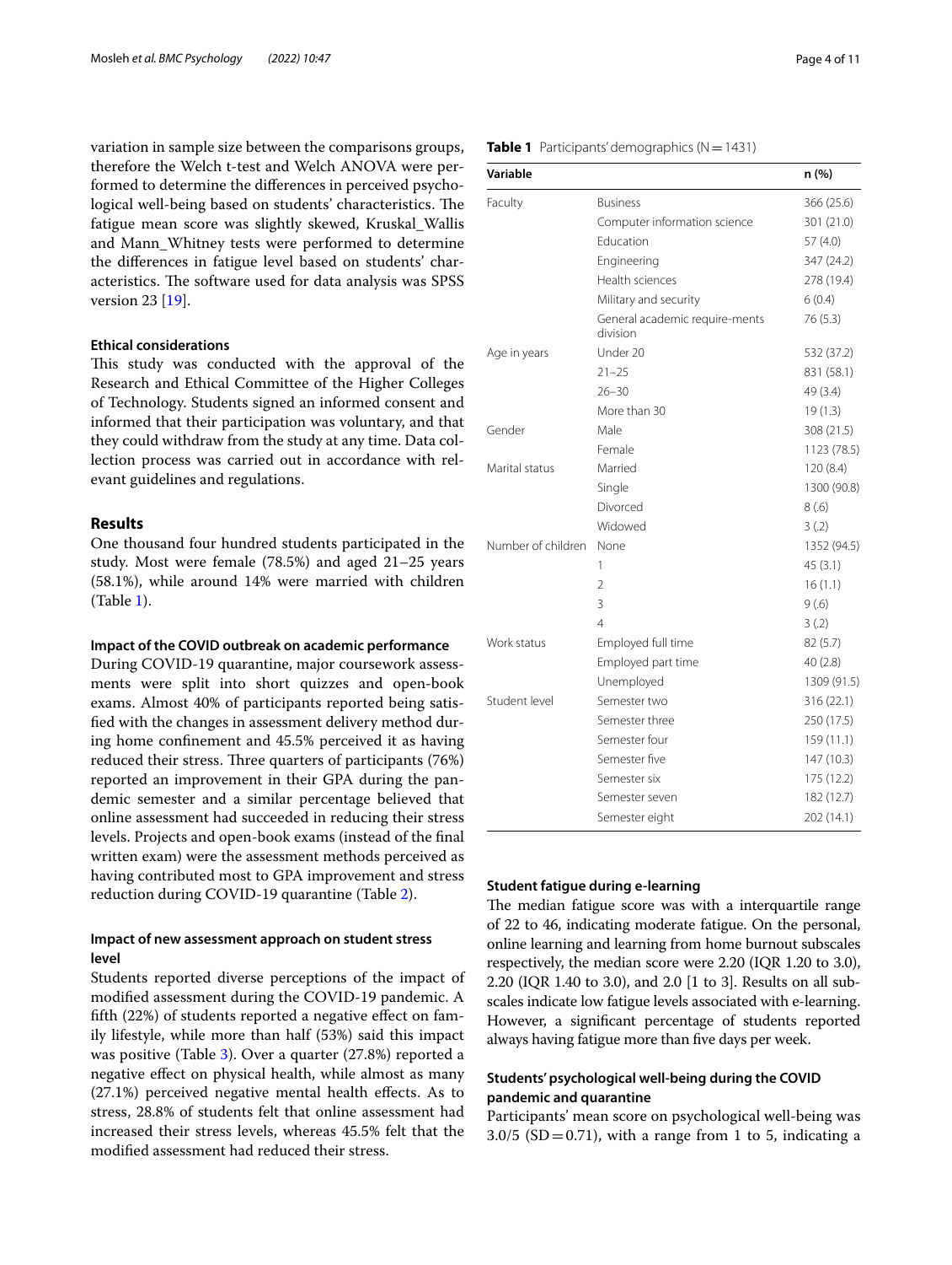variation in sample size between the comparisons groups, therefore the Welch t-test and Welch ANOVA were performed to determine the differences in perceived psychological well-being based on students' characteristics. The fatigue mean score was slightly skewed, Kruskal_Wallis and Mann_Whitney tests were performed to determine the differences in fatigue level based on students' characteristics. The software used for data analysis was SPSS version 23 [19].

### Ethical considerations

This study was conducted with the approval of the Research and Ethical Committee of the Higher Colleges of Technology. Students signed an informed consent and informed that their participation was voluntary, and that they could withdraw from the study at any time. Data collection process was carried out in accordance with relevant guidelines and regulations.

## Results

One thousand four hundred students participated in the study. Most were female (78.5%) and aged 21–25 years (58.1%), while around 14% were married with children (Table 1).

**Table 1** Participants' demographics (N = 1431)

| Variable | | n (%) |
|---|---|---|
| Faculty | Business | 366 (25.6) |
| | Computer information science | 301 (21.0) |
| | Education | 57 (4.0) |
| | Engineering | 347 (24.2) |
| | Health sciences | 278 (19.4) |
| | Military and security | 6 (0.4) |
| | General academic require-ments division | 76 (5.3) |
| Age in years | Under 20 | 532 (37.2) |
| | 21–25 | 831 (58.1) |
| | 26–30 | 49 (3.4) |
| | More than 30 | 19 (1.3) |
| Gender | Male | 308 (21.5) |
| | Female | 1123 (78.5) |
| Marital status | Married | 120 (8.4) |
| | Single | 1300 (90.8) |
| | Divorced | 8 (.6) |
| | Widowed | 3 (.2) |
| Number of children | None | 1352 (94.5) |
| | 1 | 45 (3.1) |
| | 2 | 16 (1.1) |
| | 3 | 9 (.6) |
| | 4 | 3 (.2) |
| Work status | Employed full time | 82 (5.7) |
| | Employed part time | 40 (2.8) |
| | Unemployed | 1309 (91.5) |
| Student level | Semester two | 316 (22.1) |
| | Semester three | 250 (17.5) |
| | Semester four | 159 (11.1) |
| | Semester five | 147 (10.3) |
| | Semester six | 175 (12.2) |
| | Semester seven | 182 (12.7) |
| | Semester eight | 202 (14.1) |

### Impact of the COVID outbreak on academic performance

During COVID-19 quarantine, major coursework assessments were split into short quizzes and open-book exams. Almost 40% of participants reported being satisfied with the changes in assessment delivery method during home confinement and 45.5% perceived it as having reduced their stress. Three quarters of participants (76%) reported an improvement in their GPA during the pandemic semester and a similar percentage believed that online assessment had succeeded in reducing their stress levels. Projects and open-book exams (instead of the final written exam) were the assessment methods perceived as having contributed most to GPA improvement and stress reduction during COVID-19 quarantine (Table 2).

### Impact of new assessment approach on student stress level

Students reported diverse perceptions of the impact of modified assessment during the COVID-19 pandemic. A fifth (22%) of students reported a negative effect on family lifestyle, while more than half (53%) said this impact was positive (Table 3). Over a quarter (27.8%) reported a negative effect on physical health, while almost as many (27.1%) perceived negative mental health effects. As to stress, 28.8% of students felt that online assessment had increased their stress levels, whereas 45.5% felt that the modified assessment had reduced their stress.

### Student fatigue during e-learning

The median fatigue score was with a interquartile range of 22 to 46, indicating moderate fatigue. On the personal, online learning and learning from home burnout subscales respectively, the median score were 2.20 (IQR 1.20 to 3.0), 2.20 (IQR 1.40 to 3.0), and 2.0 [1 to 3]. Results on all subscales indicate low fatigue levels associated with e-learning. However, a significant percentage of students reported always having fatigue more than five days per week.

### Students' psychological well-being during the COVID pandemic and quarantine

Participants' mean score on psychological well-being was 3.0/5 (SD = 0.71), with a range from 1 to 5, indicating a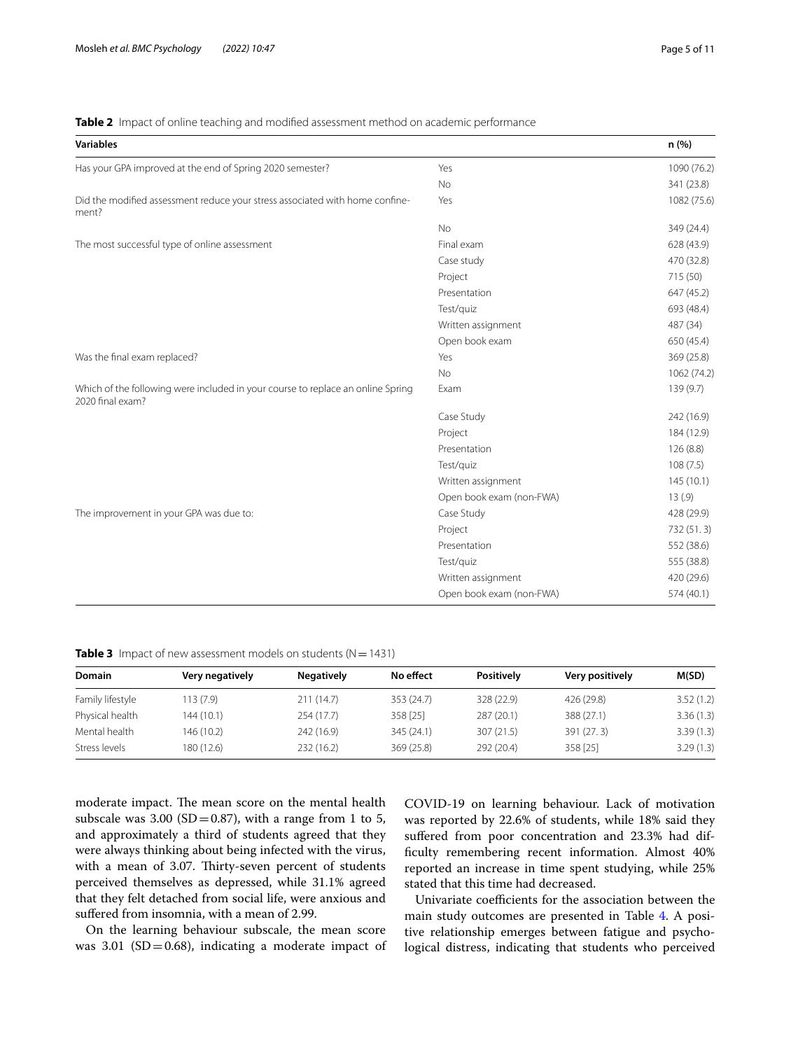**Table 2** Impact of online teaching and modified assessment method on academic performance

| Variables | | n (%) |
|---|---|---|
| Has your GPA improved at the end of Spring 2020 semester? | Yes | 1090 (76.2) |
| | No | 341 (23.8) |
| Did the modified assessment reduce your stress associated with home confinement? | Yes | 1082 (75.6) |
| | No | 349 (24.4) |
| The most successful type of online assessment | Final exam | 628 (43.9) |
| | Case study | 470 (32.8) |
| | Project | 715 (50) |
| | Presentation | 647 (45.2) |
| | Test/quiz | 693 (48.4) |
| | Written assignment | 487 (34) |
| | Open book exam | 650 (45.4) |
| Was the final exam replaced? | Yes | 369 (25.8) |
| | No | 1062 (74.2) |
| Which of the following were included in your course to replace an online Spring 2020 final exam? | Exam | 139 (9.7) |
| | Case Study | 242 (16.9) |
| | Project | 184 (12.9) |
| | Presentation | 126 (8.8) |
| | Test/quiz | 108 (7.5) |
| | Written assignment | 145 (10.1) |
| | Open book exam (non-FWA) | 13 (.9) |
| The improvement in your GPA was due to: | Case Study | 428 (29.9) |
| | Project | 732 (51. 3) |
| | Presentation | 552 (38.6) |
| | Test/quiz | 555 (38.8) |
| | Written assignment | 420 (29.6) |
| | Open book exam (non-FWA) | 574 (40.1) |

**Table 3** Impact of new assessment models on students (N = 1431)

| Domain | Very negatively | Negatively | No effect | Positively | Very positively | M(SD) |
|---|---|---|---|---|---|---|
| Family lifestyle | 113 (7.9) | 211 (14.7) | 353 (24.7) | 328 (22.9) | 426 (29.8) | 3.52 (1.2) |
| Physical health | 144 (10.1) | 254 (17.7) | 358 [25] | 287 (20.1) | 388 (27.1) | 3.36 (1.3) |
| Mental health | 146 (10.2) | 242 (16.9) | 345 (24.1) | 307 (21.5) | 391 (27. 3) | 3.39 (1.3) |
| Stress levels | 180 (12.6) | 232 (16.2) | 369 (25.8) | 292 (20.4) | 358 [25] | 3.29 (1.3) |

moderate impact. The mean score on the mental health subscale was 3.00 (SD = 0.87), with a range from 1 to 5, and approximately a third of students agreed that they were always thinking about being infected with the virus, with a mean of 3.07. Thirty-seven percent of students perceived themselves as depressed, while 31.1% agreed that they felt detached from social life, were anxious and suffered from insomnia, with a mean of 2.99.

On the learning behaviour subscale, the mean score was 3.01 (SD = 0.68), indicating a moderate impact of COVID-19 on learning behaviour. Lack of motivation was reported by 22.6% of students, while 18% said they suffered from poor concentration and 23.3% had difficulty remembering recent information. Almost 40% reported an increase in time spent studying, while 25% stated that this time had decreased.

Univariate coefficients for the association between the main study outcomes are presented in Table 4. A positive relationship emerges between fatigue and psychological distress, indicating that students who perceived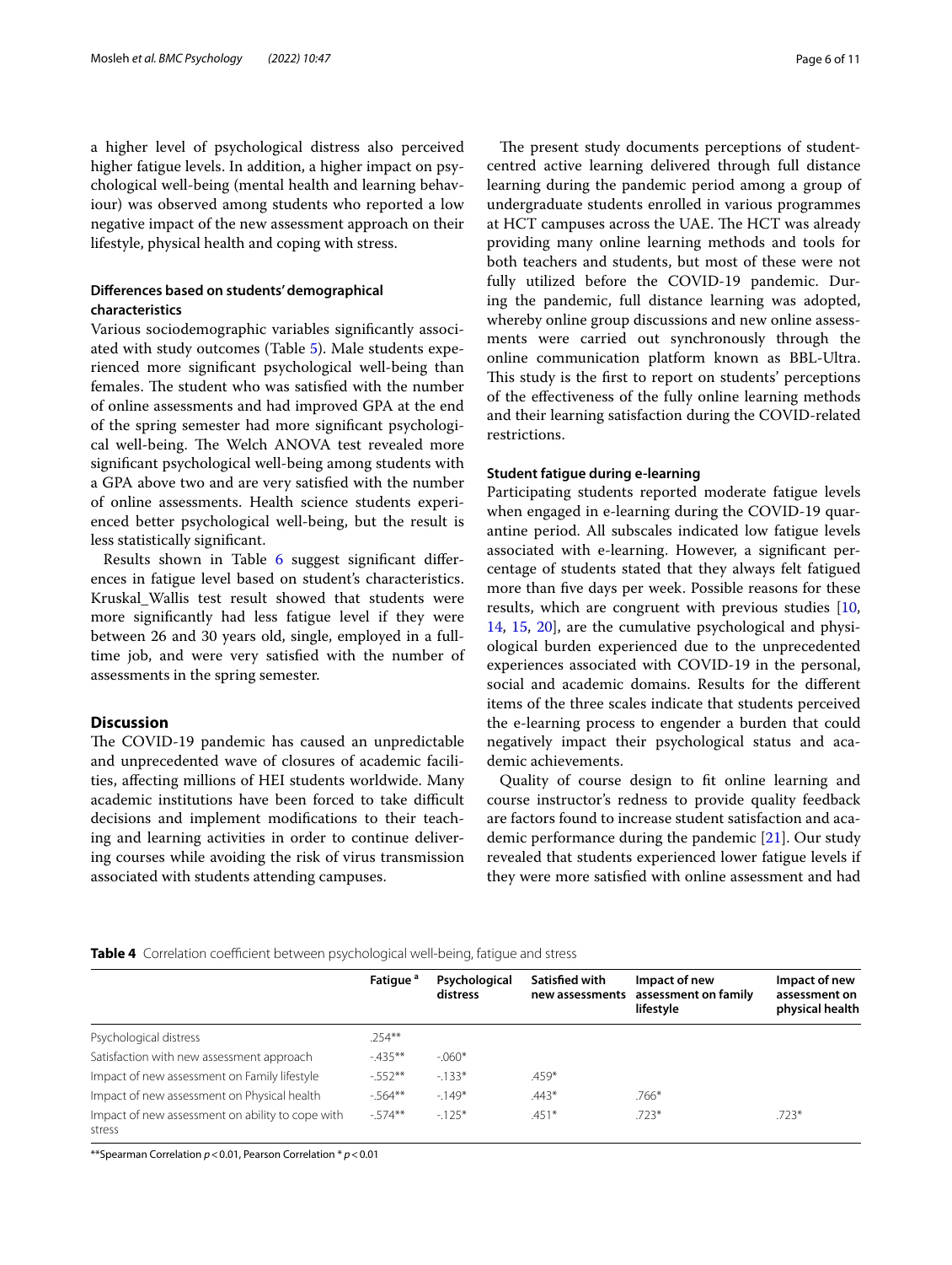a higher level of psychological distress also perceived higher fatigue levels. In addition, a higher impact on psychological well-being (mental health and learning behaviour) was observed among students who reported a low negative impact of the new assessment approach on their lifestyle, physical health and coping with stress.

### Differences based on students' demographical characteristics

Various sociodemographic variables significantly associated with study outcomes (Table 5). Male students experienced more significant psychological well-being than females. The student who was satisfied with the number of online assessments and had improved GPA at the end of the spring semester had more significant psychological well-being. The Welch ANOVA test revealed more significant psychological well-being among students with a GPA above two and are very satisfied with the number of online assessments. Health science students experienced better psychological well-being, but the result is less statistically significant.

Results shown in Table 6 suggest significant differences in fatigue level based on student's characteristics. Kruskal_Wallis test result showed that students were more significantly had less fatigue level if they were between 26 and 30 years old, single, employed in a full-time job, and were very satisfied with the number of assessments in the spring semester.

## Discussion

The COVID-19 pandemic has caused an unpredictable and unprecedented wave of closures of academic facilities, affecting millions of HEI students worldwide. Many academic institutions have been forced to take difficult decisions and implement modifications to their teaching and learning activities in order to continue delivering courses while avoiding the risk of virus transmission associated with students attending campuses.

The present study documents perceptions of student-centred active learning delivered through full distance learning during the pandemic period among a group of undergraduate students enrolled in various programmes at HCT campuses across the UAE. The HCT was already providing many online learning methods and tools for both teachers and students, but most of these were not fully utilized before the COVID-19 pandemic. During the pandemic, full distance learning was adopted, whereby online group discussions and new online assessments were carried out synchronously through the online communication platform known as BBL-Ultra. This study is the first to report on students' perceptions of the effectiveness of the fully online learning methods and their learning satisfaction during the COVID-related restrictions.

### Student fatigue during e-learning

Participating students reported moderate fatigue levels when engaged in e-learning during the COVID-19 quarantine period. All subscales indicated low fatigue levels associated with e-learning. However, a significant percentage of students stated that they always felt fatigued more than five days per week. Possible reasons for these results, which are congruent with previous studies [10, 14, 15, 20], are the cumulative psychological and physiological burden experienced due to the unprecedented experiences associated with COVID-19 in the personal, social and academic domains. Results for the different items of the three scales indicate that students perceived the e-learning process to engender a burden that could negatively impact their psychological status and academic achievements.

Quality of course design to fit online learning and course instructor's redness to provide quality feedback are factors found to increase student satisfaction and academic performance during the pandemic [21]. Our study revealed that students experienced lower fatigue levels if they were more satisfied with online assessment and had

**Table 4** Correlation coefficient between psychological well-being, fatigue and stress

| | Fatigue [a] | Psychological distress | Satisfied with new assessments | Impact of new assessment on family lifestyle | Impact of new assessment on physical health |
|---|---|---|---|---|---|
| Psychological distress | .254** | | | | |
| Satisfaction with new assessment approach | -.435** | -.060* | | | |
| Impact of new assessment on Family lifestyle | -.552** | -.133* | .459* | | |
| Impact of new assessment on Physical health | -.564** | -.149* | .443* | .766* | |
| Impact of new assessment on ability to cope with stress | -.574** | -.125* | .451* | .723* | .723* |

**Spearman Correlation $p < 0.01$, Pearson Correlation * $p < 0.01$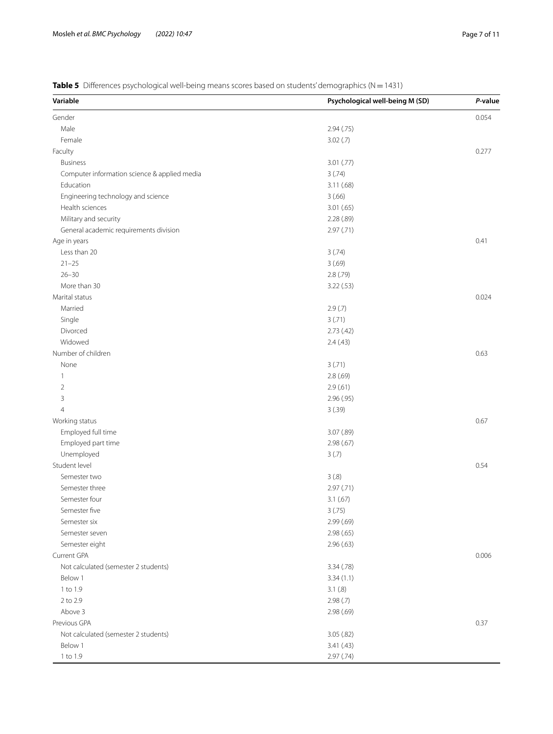**Table 5** Differences psychological well-being means scores based on students' demographics (N = 1431)

| Variable | Psychological well-being M (SD) | *P*-value |
|---|---|---|
| Gender | | 0.054 |
| Male | 2.94 (.75) | |
| Female | 3.02 (.7) | |
| Faculty | | 0.277 |
| Business | 3.01 (.77) | |
| Computer information science & applied media | 3 (.74) | |
| Education | 3.11 (.68) | |
| Engineering technology and science | 3 (.66) | |
| Health sciences | 3.01 (.65) | |
| Military and security | 2.28 (.89) | |
| General academic requirements division | 2.97 (.71) | |
| Age in years | | 0.41 |
| Less than 20 | 3 (.74) | |
| 21–25 | 3 (.69) | |
| 26–30 | 2.8 (.79) | |
| More than 30 | 3.22 (.53) | |
| Marital status | | 0.024 |
| Married | 2.9 (.7) | |
| Single | 3 (.71) | |
| Divorced | 2.73 (.42) | |
| Widowed | 2.4 (.43) | |
| Number of children | | 0.63 |
| None | 3 (.71) | |
| 1 | 2.8 (.69) | |
| 2 | 2.9 (.61) | |
| 3 | 2.96 (.95) | |
| 4 | 3 (.39) | |
| Working status | | 0.67 |
| Employed full time | 3.07 (.89) | |
| Employed part time | 2.98 (.67) | |
| Unemployed | 3 (.7) | |
| Student level | | 0.54 |
| Semester two | 3 (.8) | |
| Semester three | 2.97 (.71) | |
| Semester four | 3.1 (.67) | |
| Semester five | 3 (.75) | |
| Semester six | 2.99 (.69) | |
| Semester seven | 2.98 (.65) | |
| Semester eight | 2.96 (.63) | |
| Current GPA | | 0.006 |
| Not calculated (semester 2 students) | 3.34 (.78) | |
| Below 1 | 3.34 (1.1) | |
| 1 to 1.9 | 3.1 (.8) | |
| 2 to 2.9 | 2.98 (.7) | |
| Above 3 | 2.98 (.69) | |
| Previous GPA | | 0.37 |
| Not calculated (semester 2 students) | 3.05 (.82) | |
| Below 1 | 3.41 (.43) | |
| 1 to 1.9 | 2.97 (.74) | |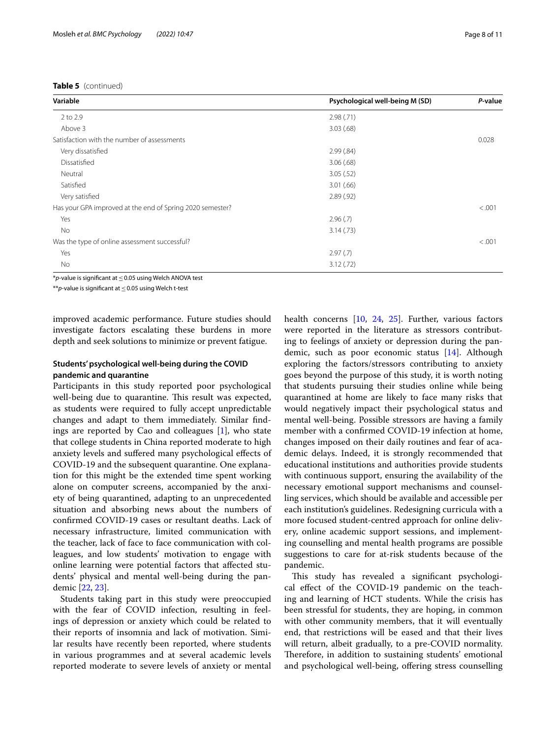**Table 5** (continued)

| Variable | Psychological well-being M (SD) | *P*-value |
|---|---|---|
| 2 to 2.9 | 2.98 (.71) | |
| Above 3 | 3.03 (.68) | |
| Satisfaction with the number of assessments | | 0.028 |
| Very dissatisfied | 2.99 (.84) | |
| Dissatisfied | 3.06 (.68) | |
| Neutral | 3.05 (.52) | |
| Satisfied | 3.01 (.66) | |
| Very satisfied | 2.89 (.92) | |
| Has your GPA improved at the end of Spring 2020 semester? | | <.001 |
| Yes | 2.96 (.7) | |
| No | 3.14 (.73) | |
| Was the type of online assessment successful? | | <.001 |
| Yes | 2.97 (.7) | |
| No | 3.12 (.72) | |

*$p$-value is significant at ≤ 0.05 using Welch ANOVA test

**$p$-value is significant at ≤ 0.05 using Welch t-test

improved academic performance. Future studies should investigate factors escalating these burdens in more depth and seek solutions to minimize or prevent fatigue.

### Students' psychological well-being during the COVID pandemic and quarantine

Participants in this study reported poor psychological well-being due to quarantine. This result was expected, as students were required to fully accept unpredictable changes and adapt to them immediately. Similar findings are reported by Cao and colleagues [1], who state that college students in China reported moderate to high anxiety levels and suffered many psychological effects of COVID-19 and the subsequent quarantine. One explanation for this might be the extended time spent working alone on computer screens, accompanied by the anxiety of being quarantined, adapting to an unprecedented situation and absorbing news about the numbers of confirmed COVID-19 cases or resultant deaths. Lack of necessary infrastructure, limited communication with the teacher, lack of face to face communication with colleagues, and low students' motivation to engage with online learning were potential factors that affected students' physical and mental well-being during the pandemic [22, 23].

Students taking part in this study were preoccupied with the fear of COVID infection, resulting in feelings of depression or anxiety which could be related to their reports of insomnia and lack of motivation. Similar results have recently been reported, where students in various programmes and at several academic levels reported moderate to severe levels of anxiety or mental health concerns [10, 24, 25]. Further, various factors were reported in the literature as stressors contributing to feelings of anxiety or depression during the pandemic, such as poor economic status [14]. Although exploring the factors/stressors contributing to anxiety goes beyond the purpose of this study, it is worth noting that students pursuing their studies online while being quarantined at home are likely to face many risks that would negatively impact their psychological status and mental well-being. Possible stressors are having a family member with a confirmed COVID-19 infection at home, changes imposed on their daily routines and fear of academic delays. Indeed, it is strongly recommended that educational institutions and authorities provide students with continuous support, ensuring the availability of the necessary emotional support mechanisms and counselling services, which should be available and accessible per each institution's guidelines. Redesigning curricula with a more focused student-centred approach for online delivery, online academic support sessions, and implementing counselling and mental health programs are possible suggestions to care for at-risk students because of the pandemic.

This study has revealed a significant psychological effect of the COVID-19 pandemic on the teaching and learning of HCT students. While the crisis has been stressful for students, they are hoping, in common with other community members, that it will eventually end, that restrictions will be eased and that their lives will return, albeit gradually, to a pre-COVID normality. Therefore, in addition to sustaining students' emotional and psychological well-being, offering stress counselling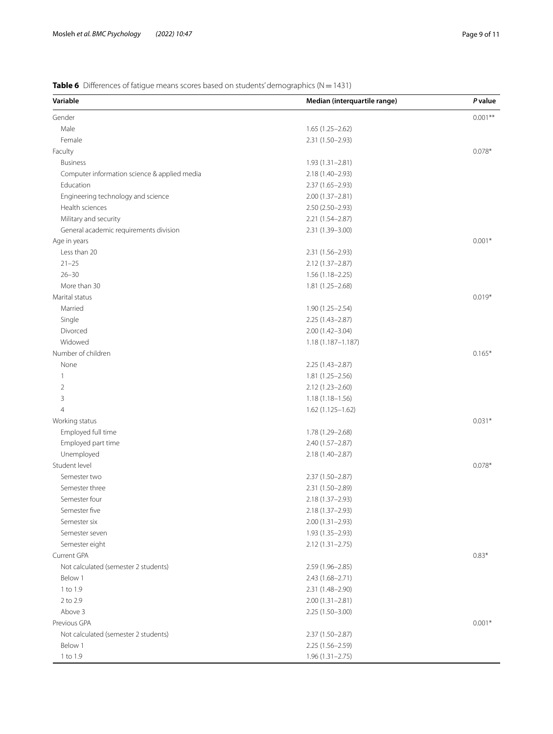**Table 6** Differences of fatigue means scores based on students' demographics (N = 1431)

| Variable | Median (interquartile range) | *P* value |
|---|---|---|
| Gender | | 0.001** |
| Male | 1.65 (1.25–2.62) | |
| Female | 2.31 (1.50–2.93) | |
| Faculty | | 0.078* |
| Business | 1.93 (1.31–2.81) | |
| Computer information science & applied media | 2.18 (1.40–2.93) | |
| Education | 2.37 (1.65–2.93) | |
| Engineering technology and science | 2.00 (1.37–2.81) | |
| Health sciences | 2.50 (2.50–2.93) | |
| Military and security | 2.21 (1.54–2.87) | |
| General academic requirements division | 2.31 (1.39–3.00) | |
| Age in years | | 0.001* |
| Less than 20 | 2.31 (1.56–2.93) | |
| 21–25 | 2.12 (1.37–2.87) | |
| 26–30 | 1.56 (1.18–2.25) | |
| More than 30 | 1.81 (1.25–2.68) | |
| Marital status | | 0.019* |
| Married | 1.90 (1.25–2.54) | |
| Single | 2.25 (1.43–2.87) | |
| Divorced | 2.00 (1.42–3.04) | |
| Widowed | 1.18 (1.187–1.187) | |
| Number of children | | 0.165* |
| None | 2.25 (1.43–2.87) | |
| 1 | 1.81 (1.25–2.56) | |
| 2 | 2.12 (1.23–2.60) | |
| 3 | 1.18 (1.18–1.56) | |
| 4 | 1.62 (1.125–1.62) | |
| Working status | | 0.031* |
| Employed full time | 1.78 (1.29–2.68) | |
| Employed part time | 2.40 (1.57–2.87) | |
| Unemployed | 2.18 (1.40–2.87) | |
| Student level | | 0.078* |
| Semester two | 2.37 (1.50–2.87) | |
| Semester three | 2.31 (1.50–2.89) | |
| Semester four | 2.18 (1.37–2.93) | |
| Semester five | 2.18 (1.37–2.93) | |
| Semester six | 2.00 (1.31–2.93) | |
| Semester seven | 1.93 (1.35–2.93) | |
| Semester eight | 2.12 (1.31–2.75) | |
| Current GPA | | 0.83* |
| Not calculated (semester 2 students) | 2.59 (1.96–2.85) | |
| Below 1 | 2.43 (1.68–2.71) | |
| 1 to 1.9 | 2.31 (1.48–2.90) | |
| 2 to 2.9 | 2.00 (1.31–2.81) | |
| Above 3 | 2.25 (1.50–3.00) | |
| Previous GPA | | 0.001* |
| Not calculated (semester 2 students) | 2.37 (1.50–2.87) | |
| Below 1 | 2.25 (1.56–2.59) | |
| 1 to 1.9 | 1.96 (1.31–2.75) | |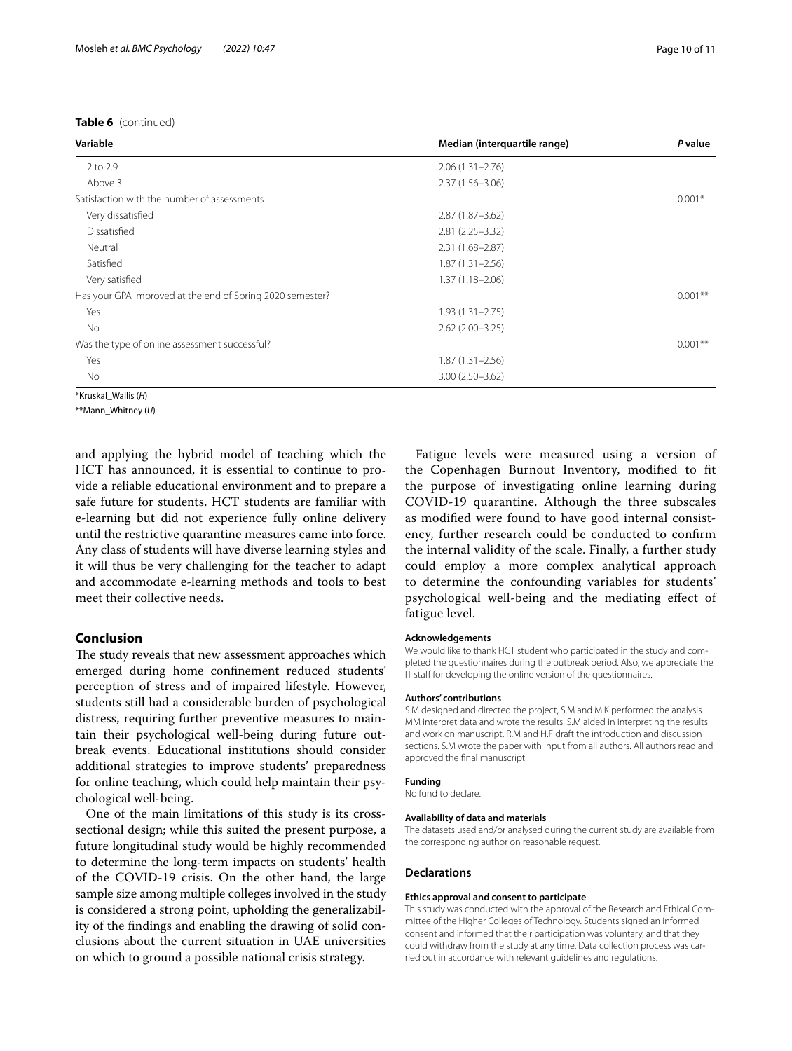**Table 6** (continued)

| Variable | Median (interquartile range) | *P* value |
|---|---|---|
| 2 to 2.9 | 2.06 (1.31–2.76) | |
| Above 3 | 2.37 (1.56–3.06) | |
| Satisfaction with the number of assessments | | 0.001* |
| Very dissatisfied | 2.87 (1.87–3.62) | |
| Dissatisfied | 2.81 (2.25–3.32) | |
| Neutral | 2.31 (1.68–2.87) | |
| Satisfied | 1.87 (1.31–2.56) | |
| Very satisfied | 1.37 (1.18–2.06) | |
| Has your GPA improved at the end of Spring 2020 semester? | | 0.001** |
| Yes | 1.93 (1.31–2.75) | |
| No | 2.62 (2.00–3.25) | |
| Was the type of online assessment successful? | | 0.001** |
| Yes | 1.87 (1.31–2.56) | |
| No | 3.00 (2.50–3.62) | |

*Kruskal_Wallis (*H*)

**Mann_Whitney (*U*)

and applying the hybrid model of teaching which the HCT has announced, it is essential to continue to provide a reliable educational environment and to prepare a safe future for students. HCT students are familiar with e-learning but did not experience fully online delivery until the restrictive quarantine measures came into force. Any class of students will have diverse learning styles and it will thus be very challenging for the teacher to adapt and accommodate e-learning methods and tools to best meet their collective needs.

## Conclusion

The study reveals that new assessment approaches which emerged during home confinement reduced students' perception of stress and of impaired lifestyle. However, students still had a considerable burden of psychological distress, requiring further preventive measures to maintain their psychological well-being during future outbreak events. Educational institutions should consider additional strategies to improve students' preparedness for online teaching, which could help maintain their psychological well-being.

One of the main limitations of this study is its cross-sectional design; while this suited the present purpose, a future longitudinal study would be highly recommended to determine the long-term impacts on students' health of the COVID-19 crisis. On the other hand, the large sample size among multiple colleges involved in the study is considered a strong point, upholding the generalizability of the findings and enabling the drawing of solid conclusions about the current situation in UAE universities on which to ground a possible national crisis strategy.

Fatigue levels were measured using a version of the Copenhagen Burnout Inventory, modified to fit the purpose of investigating online learning during COVID-19 quarantine. Although the three subscales as modified were found to have good internal consistency, further research could be conducted to confirm the internal validity of the scale. Finally, a further study could employ a more complex analytical approach to determine the confounding variables for students' psychological well-being and the mediating effect of fatigue level.

#### Acknowledgements

We would like to thank HCT student who participated in the study and completed the questionnaires during the outbreak period. Also, we appreciate the IT staff for developing the online version of the questionnaires.

#### Authors' contributions

S.M designed and directed the project, S.M and M.K performed the analysis. MM interpret data and wrote the results. S.M aided in interpreting the results and work on manuscript. R.M and H.F draft the introduction and discussion sections. S.M wrote the paper with input from all authors. All authors read and approved the final manuscript.

#### Funding

No fund to declare.

#### Availability of data and materials

The datasets used and/or analysed during the current study are available from the corresponding author on reasonable request.

### Declarations

#### Ethics approval and consent to participate

This study was conducted with the approval of the Research and Ethical Committee of the Higher Colleges of Technology. Students signed an informed consent and informed that their participation was voluntary, and that they could withdraw from the study at any time. Data collection process was carried out in accordance with relevant guidelines and regulations.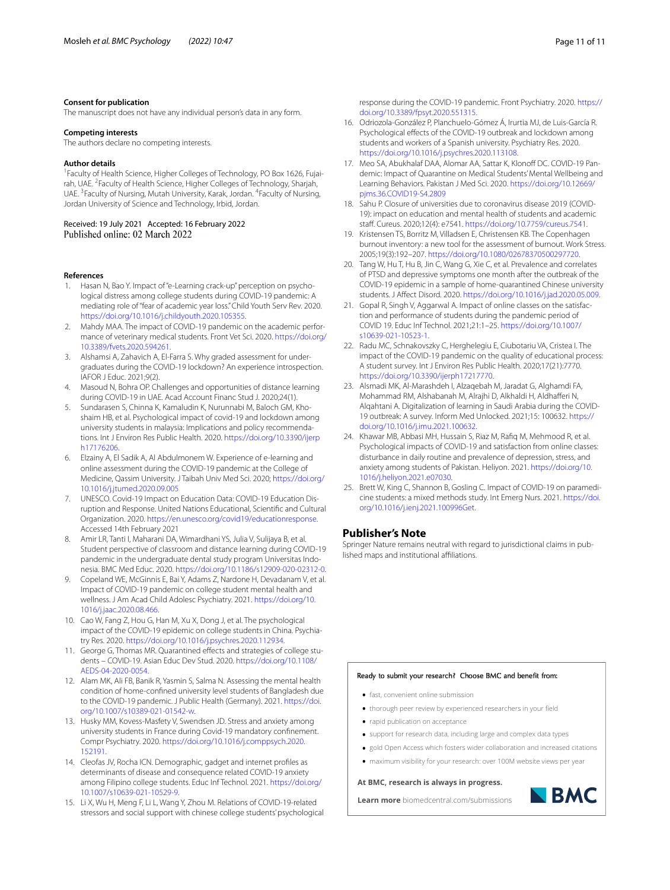### Consent for publication

The manuscript does not have any individual person's data in any form.

### Competing interests

The authors declare no competing interests.

### Author details

[1]Faculty of Health Science, Higher Colleges of Technology, PO Box 1626, Fujairah, UAE. [2]Faculty of Health Science, Higher Colleges of Technology, Sharjah, UAE. [3]Faculty of Nursing, Mutah University, Karak, Jordan. [4]Faculty of Nursing, Jordan University of Science and Technology, Irbid, Jordan.

Received: 19 July 2021 Accepted: 16 February 2022
Published online: 02 March 2022

### References

1. Hasan N, Bao Y. Impact of "e-Learning crack-up" perception on psychological distress among college students during COVID-19 pandemic: A mediating role of "fear of academic year loss." Child Youth Serv Rev. 2020. https://doi.org/10.1016/j.childyouth.2020.105355.
2. Mahdy MAA. The impact of COVID-19 pandemic on the academic performance of veterinary medical students. Front Vet Sci. 2020. https://doi.org/10.3389/fvets.2020.594261.
3. Alshamsi A, Zahavich A, El-Farra S. Why graded assessment for undergraduates during the COVID-19 lockdown? An experience introspection. IAFOR J Educ. 2021;9(2).
4. Masoud N, Bohra OP. Challenges and opportunities of distance learning during COVID-19 in UAE. Acad Account Financ Stud J. 2020;24(1).
5. Sundarasen S, Chinna K, Kamaludin K, Nurunnabi M, Baloch GM, Khoshaim HB, et al. Psychological impact of covid-19 and lockdown among university students in malaysia: Implications and policy recommendations. Int J Environ Res Public Health. 2020. https://doi.org/10.3390/ijerph17176206.
6. Elzainy A, El Sadik A, Al Abdulmonem W. Experience of e-learning and online assessment during the COVID-19 pandemic at the College of Medicine, Qassim University. J Taibah Univ Med Sci. 2020; https://doi.org/10.1016/j.jtumed.2020.09.005
7. UNESCO. Covid-19 Impact on Education Data: COVID-19 Education Disruption and Response. United Nations Educational, Scientific and Cultural Organization. 2020. https://en.unesco.org/covid19/educationresponse. Accessed 14th February 2021
8. Amir LR, Tanti I, Maharani DA, Wimardhani YS, Julia V, Sulijaya B, et al. Student perspective of classroom and distance learning during COVID-19 pandemic in the undergraduate dental study program Universitas Indonesia. BMC Med Educ. 2020. https://doi.org/10.1186/s12909-020-02312-0.
9. Copeland WE, McGinnis E, Bai Y, Adams Z, Nardone H, Devadanam V, et al. Impact of COVID-19 pandemic on college student mental health and wellness. J Am Acad Child Adolesc Psychiatry. 2021. https://doi.org/10.1016/j.jaac.2020.08.466.
10. Cao W, Fang Z, Hou G, Han M, Xu X, Dong J, et al. The psychological impact of the COVID-19 epidemic on college students in China. Psychiatry Res. 2020. https://doi.org/10.1016/j.psychres.2020.112934.
11. George G, Thomas MR. Quarantined effects and strategies of college students – COVID-19. Asian Educ Dev Stud. 2020. https://doi.org/10.1108/AEDS-04-2020-0054.
12. Alam MK, Ali FB, Banik R, Yasmin S, Salma N. Assessing the mental health condition of home-confined university level students of Bangladesh due to the COVID-19 pandemic. J Public Health (Germany). 2021. https://doi.org/10.1007/s10389-021-01542-w.
13. Husky MM, Kovess-Masfety V, Swendsen JD. Stress and anxiety among university students in France during Covid-19 mandatory confinement. Compr Psychiatry. 2020. https://doi.org/10.1016/j.comppsych.2020.152191.
14. Cleofas JV, Rocha ICN. Demographic, gadget and internet profiles as determinants of disease and consequence related COVID-19 anxiety among Filipino college students. Educ Inf Technol. 2021. https://doi.org/10.1007/s10639-021-10529-9.
15. Li X, Wu H, Meng F, Li L, Wang Y, Zhou M. Relations of COVID-19-related stressors and social support with chinese college students' psychological response during the COVID-19 pandemic. Front Psychiatry. 2020. https://doi.org/10.3389/fpsyt.2020.551315.
16. Odriozola-González P, Planchuelo-Gómez Á, Irurtia MJ, de Luis-García R. Psychological effects of the COVID-19 outbreak and lockdown among students and workers of a Spanish university. Psychiatry Res. 2020. https://doi.org/10.1016/j.psychres.2020.113108.
17. Meo SA, Abukhalaf DAA, Alomar AA, Sattar K, Klonoff DC. COVID-19 Pandemic: Impact of Quarantine on Medical Students' Mental Wellbeing and Learning Behaviors. Pakistan J Med Sci. 2020. https://doi.org/10.12669/pjms.36.COVID19-S4.2809
18. Sahu P. Closure of universities due to coronavirus disease 2019 (COVID-19): impact on education and mental health of students and academic staff. Cureus. 2020;12(4): e7541. https://doi.org/10.7759/cureus.7541.
19. Kristensen TS, Borritz M, Villadsen E, Christensen KB. The Copenhagen burnout inventory: a new tool for the assessment of burnout. Work Stress. 2005;19(3):192–207. https://doi.org/10.1080/02678370500297720.
20. Tang W, Hu T, Hu B, Jin C, Wang G, Xie C, et al. Prevalence and correlates of PTSD and depressive symptoms one month after the outbreak of the COVID-19 epidemic in a sample of home-quarantined Chinese university students. J Affect Disord. 2020. https://doi.org/10.1016/j.jad.2020.05.009.
21. Gopal R, Singh V, Aggarwal A. Impact of online classes on the satisfaction and performance of students during the pandemic period of COVID 19. Educ Inf Technol. 2021;21:1–25. https://doi.org/10.1007/s10639-021-10523-1.
22. Radu MC, Schnakovszky C, Herghelegiu E, Ciubotariu VA, Cristea I. The impact of the COVID-19 pandemic on the quality of educational process: A student survey. Int J Environ Res Public Health. 2020;17(21):7770. https://doi.org/10.3390/ijerph17217770.
23. Alsmadi MK, Al-Marashdeh I, Alzaqebah M, Jaradat G, Alghamdi FA, Mohammad RM, Alshabanah M, Alrajhi D, Alkhaldi H, Aldhafferi N, Alqahtani A. Digitalization of learning in Saudi Arabia during the COVID-19 outbreak: A survey. Inform Med Unlocked. 2021;15: 100632. https://doi.org/10.1016/j.imu.2021.100632.
24. Khawar MB, Abbasi MH, Hussain S, Riaz M, Rafiq M, Mehmood R, et al. Psychological impacts of COVID-19 and satisfaction from online classes: disturbance in daily routine and prevalence of depression, stress, and anxiety among students of Pakistan. Heliyon. 2021. https://doi.org/10.1016/j.heliyon.2021.e07030.
25. Brett W, King C, Shannon B, Gosling C. Impact of COVID-19 on paramedicine students: a mixed methods study. Int Emerg Nurs. 2021. https://doi.org/10.1016/j.ienj.2021.100996Get.

## Publisher's Note

Springer Nature remains neutral with regard to jurisdictional claims in published maps and institutional affiliations.

Ready to submit your research? Choose BMC and benefit from:

- fast, convenient online submission
- thorough peer review by experienced researchers in your field
- rapid publication on acceptance
- support for research data, including large and complex data types
- gold Open Access which fosters wider collaboration and increased citations
- maximum visibility for your research: over 100M website views per year

**At BMC, research is always in progress.**

**Learn more** biomedcentral.com/submissions